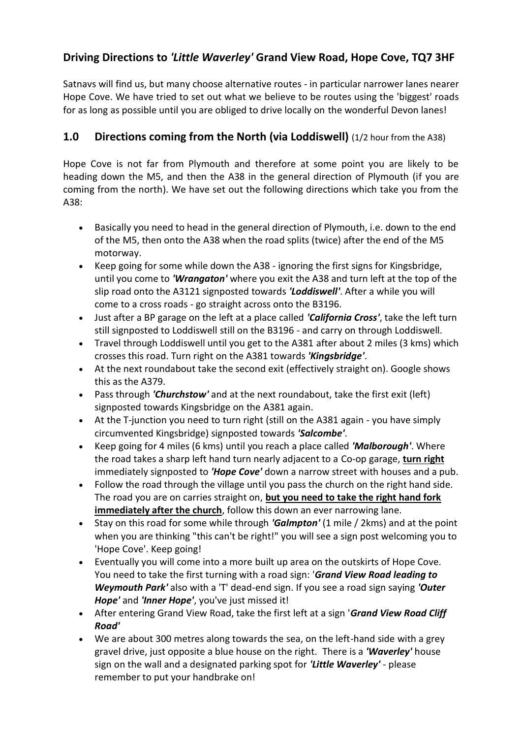# Driving Directions to *'Little Waverley'* Grand View Road, Hope Cove, TQ7 3HF

Satnavs will find us, but many choose alternative routes - in particular narrower lanes nearer Hope Cove. We have tried to set out what we believe to be routes using the 'biggest' roads for as long as possible until you are obliged to drive locally on the wonderful Devon lanes!

## 1.0 Directions coming from the North (via Loddiswell) (1/2 hour from the A38)

Hope Cove is not far from Plymouth and therefore at some point you are likely to be heading down the M5, and then the A38 in the general direction of Plymouth (if you are coming from the north). We have set out the following directions which take you from the A38:

- Basically you need to head in the general direction of Plymouth, i.e. down to the end of the M5, then onto the A38 when the road splits (twice) after the end of the M5 motorway.
- Keep going for some while down the A38 - ignoring the first signs for Kingsbridge, until you come to ***'Wrangaton'*** where you exit the A38 and turn left at the top of the slip road onto the A3121 signposted towards ***'Loddiswell'***. After a while you will come to a cross roads - go straight across onto the B3196.
- Just after a BP garage on the left at a place called ***'California Cross'***, take the left turn still signposted to Loddiswell still on the B3196 - and carry on through Loddiswell.
- Travel through Loddiswell until you get to the A381 after about 2 miles (3 kms) which crosses this road. Turn right on the A381 towards ***'Kingsbridge'***.
- At the next roundabout take the second exit (effectively straight on). Google shows this as the A379.
- Pass through ***'Churchstow'*** and at the next roundabout, take the first exit (left) signposted towards Kingsbridge on the A381 again.
- At the T-junction you need to turn right (still on the A381 again - you have simply circumvented Kingsbridge) signposted towards ***'Salcombe'***.
- Keep going for 4 miles (6 kms) until you reach a place called ***'Malborough'***. Where the road takes a sharp left hand turn nearly adjacent to a Co-op garage, <u>**turn right**</u> immediately signposted to ***'Hope Cove'*** down a narrow street with houses and a pub.
- Follow the road through the village until you pass the church on the right hand side. The road you are on carries straight on, <u>**but you need to take the right hand fork immediately after the church**</u>, follow this down an ever narrowing lane.
- Stay on this road for some while through ***'Galmpton'*** (1 mile / 2kms) and at the point when you are thinking "this can't be right!" you will see a sign post welcoming you to 'Hope Cove'. Keep going!
- Eventually you will come into a more built up area on the outskirts of Hope Cove. You need to take the first turning with a road sign: '***Grand View Road leading to Weymouth Park'*** also with a 'T' dead-end sign. If you see a road sign saying ***'Outer Hope'*** and ***'Inner Hope'***, you've just missed it!
- After entering Grand View Road, take the first left at a sign '***Grand View Road Cliff Road'***
- We are about 300 metres along towards the sea, on the left-hand side with a grey gravel drive, just opposite a blue house on the right. There is a ***'Waverley'*** house sign on the wall and a designated parking spot for ***'Little Waverley'*** - please remember to put your handbrake on!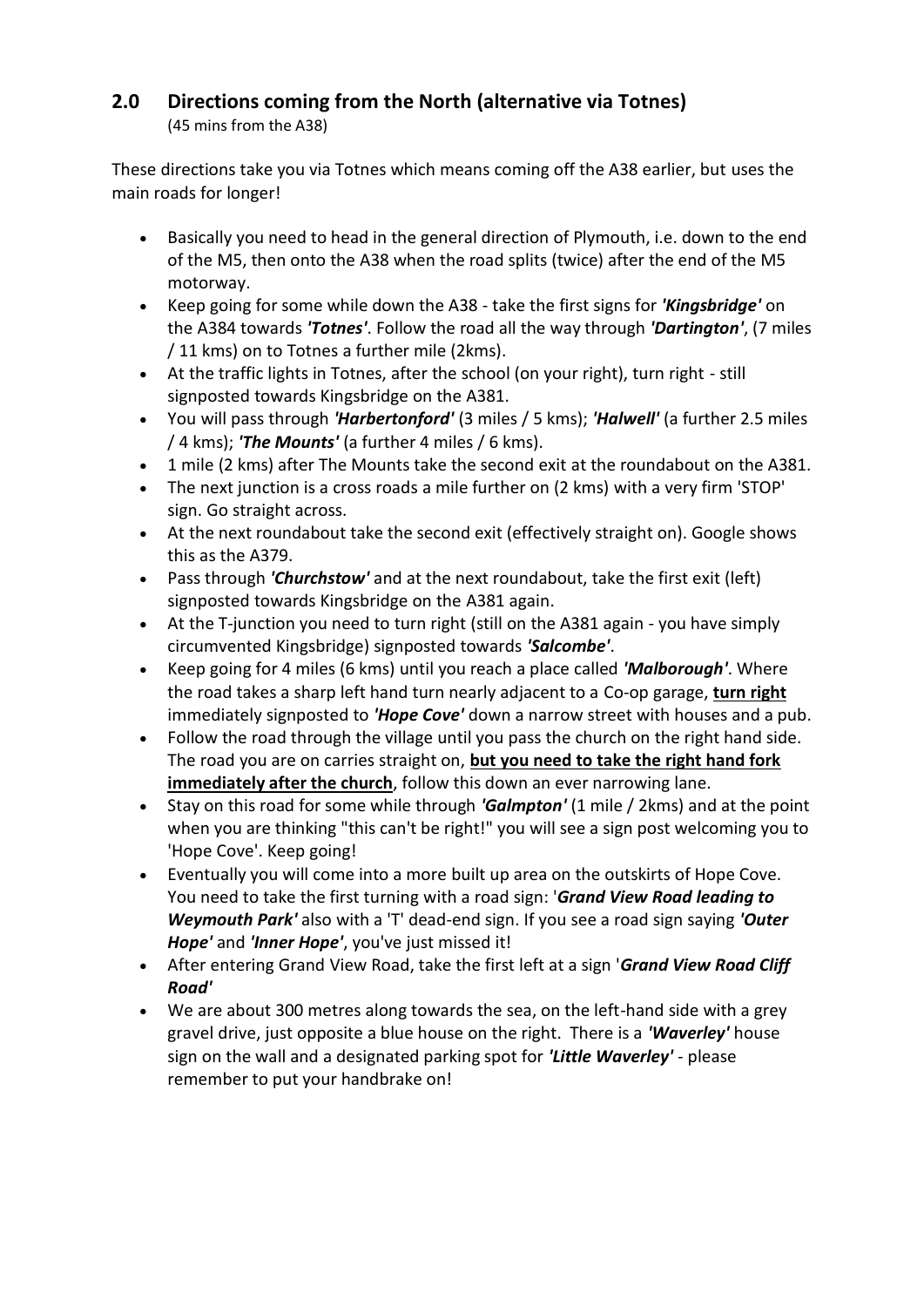## 2.0 Directions coming from the North (alternative via Totnes)

(45 mins from the A38)

These directions take you via Totnes which means coming off the A38 earlier, but uses the main roads for longer!

- Basically you need to head in the general direction of Plymouth, i.e. down to the end of the M5, then onto the A38 when the road splits (twice) after the end of the M5 motorway.
- Keep going for some while down the A38 - take the first signs for ***'Kingsbridge'*** on the A384 towards ***'Totnes'***. Follow the road all the way through ***'Dartington'***, (7 miles / 11 kms) on to Totnes a further mile (2kms).
- At the traffic lights in Totnes, after the school (on your right), turn right - still signposted towards Kingsbridge on the A381.
- You will pass through ***'Harbertonford'*** (3 miles / 5 kms); ***'Halwell'*** (a further 2.5 miles / 4 kms); ***'The Mounts'*** (a further 4 miles / 6 kms).
- 1 mile (2 kms) after The Mounts take the second exit at the roundabout on the A381.
- The next junction is a cross roads a mile further on (2 kms) with a very firm 'STOP' sign. Go straight across.
- At the next roundabout take the second exit (effectively straight on). Google shows this as the A379.
- Pass through ***'Churchstow'*** and at the next roundabout, take the first exit (left) signposted towards Kingsbridge on the A381 again.
- At the T-junction you need to turn right (still on the A381 again - you have simply circumvented Kingsbridge) signposted towards ***'Salcombe'***.
- Keep going for 4 miles (6 kms) until you reach a place called ***'Malborough'***. Where the road takes a sharp left hand turn nearly adjacent to a Co-op garage, **<u>turn right</u>** immediately signposted to ***'Hope Cove'*** down a narrow street with houses and a pub.
- Follow the road through the village until you pass the church on the right hand side. The road you are on carries straight on, **<u>but you need to take the right hand fork immediately after the church</u>**, follow this down an ever narrowing lane.
- Stay on this road for some while through ***'Galmpton'*** (1 mile / 2kms) and at the point when you are thinking "this can't be right!" you will see a sign post welcoming you to 'Hope Cove'. Keep going!
- Eventually you will come into a more built up area on the outskirts of Hope Cove. You need to take the first turning with a road sign: '***Grand View Road leading to Weymouth Park'*** also with a 'T' dead-end sign. If you see a road sign saying ***'Outer Hope'*** and ***'Inner Hope'***, you've just missed it!
- After entering Grand View Road, take the first left at a sign '***Grand View Road Cliff Road'***
- We are about 300 metres along towards the sea, on the left-hand side with a grey gravel drive, just opposite a blue house on the right. There is a ***'Waverley'*** house sign on the wall and a designated parking spot for ***'Little Waverley'*** - please remember to put your handbrake on!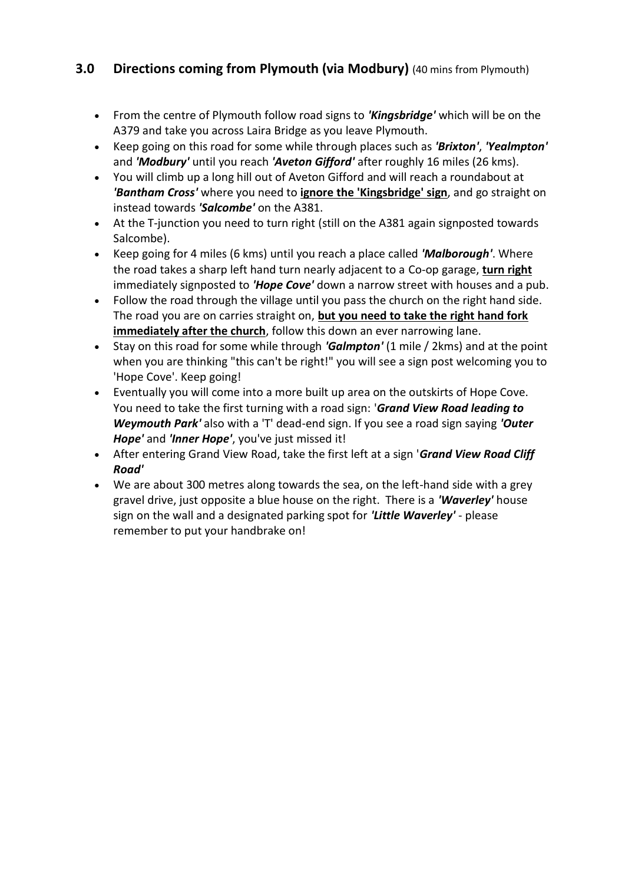## 3.0 Directions coming from Plymouth (via Modbury) (40 mins from Plymouth)

- From the centre of Plymouth follow road signs to ***'Kingsbridge'*** which will be on the A379 and take you across Laira Bridge as you leave Plymouth.
- Keep going on this road for some while through places such as ***'Brixton'***, ***'Yealmpton'*** and ***'Modbury'*** until you reach ***'Aveton Gifford'*** after roughly 16 miles (26 kms).
- You will climb up a long hill out of Aveton Gifford and will reach a roundabout at ***'Bantham Cross'*** where you need to **ignore the 'Kingsbridge' sign**, and go straight on instead towards ***'Salcombe'*** on the A381.
- At the T-junction you need to turn right (still on the A381 again signposted towards Salcombe).
- Keep going for 4 miles (6 kms) until you reach a place called ***'Malborough'***. Where the road takes a sharp left hand turn nearly adjacent to a Co-op garage, **turn right** immediately signposted to ***'Hope Cove'*** down a narrow street with houses and a pub.
- Follow the road through the village until you pass the church on the right hand side. The road you are on carries straight on, **but you need to take the right hand fork immediately after the church**, follow this down an ever narrowing lane.
- Stay on this road for some while through ***'Galmpton'*** (1 mile / 2kms) and at the point when you are thinking "this can't be right!" you will see a sign post welcoming you to 'Hope Cove'. Keep going!
- Eventually you will come into a more built up area on the outskirts of Hope Cove. You need to take the first turning with a road sign: '***Grand View Road leading to Weymouth Park'*** also with a 'T' dead-end sign. If you see a road sign saying ***'Outer Hope'*** and ***'Inner Hope'***, you've just missed it!
- After entering Grand View Road, take the first left at a sign '***Grand View Road Cliff Road'***
- We are about 300 metres along towards the sea, on the left-hand side with a grey gravel drive, just opposite a blue house on the right. There is a ***'Waverley'*** house sign on the wall and a designated parking spot for ***'Little Waverley'*** - please remember to put your handbrake on!